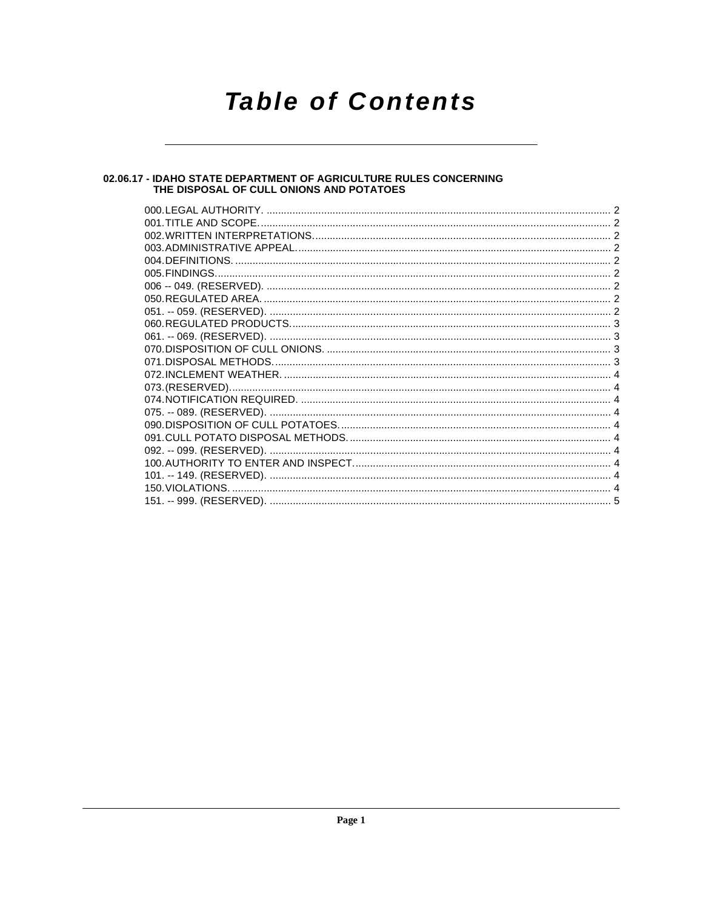# Table of Contents

## 02.06.17 - IDAHO STATE DEPARTMENT OF AGRICULTURE RULES CONCERNING THE DISPOSAL OF CULL ONIONS AND POTATOES

000. LEGAL AUTHORITY. .......... 2
001. TITLE AND SCOPE. .......... 2
002. WRITTEN INTERPRETATIONS. .......... 2
003. ADMINISTRATIVE APPEAL. .......... 2
004. DEFINITIONS. .......... 2
005. FINDINGS. .......... 2
006 -- 049. (RESERVED). .......... 2
050. REGULATED AREA. .......... 2
051. -- 059. (RESERVED). .......... 2
060. REGULATED PRODUCTS. .......... 3
061. -- 069. (RESERVED). .......... 3
070. DISPOSITION OF CULL ONIONS. .......... 3
071. DISPOSAL METHODS. .......... 3
072. INCLEMENT WEATHER. .......... 4
073. (RESERVED). .......... 4
074. NOTIFICATION REQUIRED. .......... 4
075. -- 089. (RESERVED). .......... 4
090. DISPOSITION OF CULL POTATOES. .......... 4
091. CULL POTATO DISPOSAL METHODS. .......... 4
092. -- 099. (RESERVED). .......... 4
100. AUTHORITY TO ENTER AND INSPECT. .......... 4
101. -- 149. (RESERVED). .......... 4
150. VIOLATIONS. .......... 4
151. -- 999. (RESERVED). .......... 5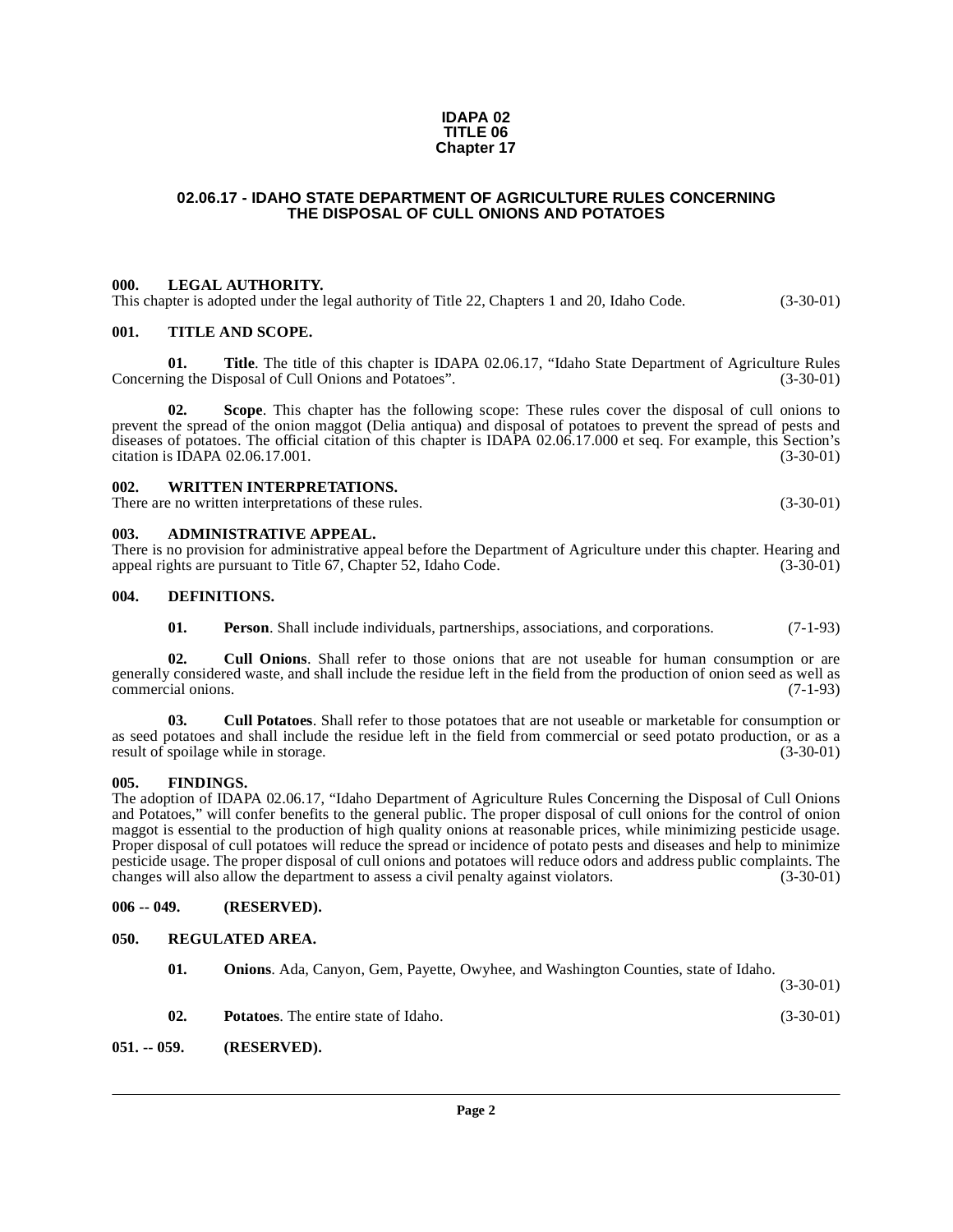**IDAPA 02**
**TITLE 06**
**Chapter 17**

## 02.06.17 - IDAHO STATE DEPARTMENT OF AGRICULTURE RULES CONCERNING THE DISPOSAL OF CULL ONIONS AND POTATOES

### 000. LEGAL AUTHORITY.

This chapter is adopted under the legal authority of Title 22, Chapters 1 and 20, Idaho Code. (3-30-01)

### 001. TITLE AND SCOPE.

**01. Title**. The title of this chapter is IDAPA 02.06.17, "Idaho State Department of Agriculture Rules Concerning the Disposal of Cull Onions and Potatoes". (3-30-01)

**02. Scope**. This chapter has the following scope: These rules cover the disposal of cull onions to prevent the spread of the onion maggot (Delia antiqua) and disposal of potatoes to prevent the spread of pests and diseases of potatoes. The official citation of this chapter is IDAPA 02.06.17.000 et seq. For example, this Section's citation is IDAPA 02.06.17.001. (3-30-01)

### 002. WRITTEN INTERPRETATIONS.

There are no written interpretations of these rules. (3-30-01)

### 003. ADMINISTRATIVE APPEAL.

There is no provision for administrative appeal before the Department of Agriculture under this chapter. Hearing and appeal rights are pursuant to Title 67, Chapter 52, Idaho Code. (3-30-01)

### 004. DEFINITIONS.

**01. Person**. Shall include individuals, partnerships, associations, and corporations. (7-1-93)

**02. Cull Onions**. Shall refer to those onions that are not useable for human consumption or are generally considered waste, and shall include the residue left in the field from the production of onion seed as well as commercial onions. (7-1-93)

**03. Cull Potatoes**. Shall refer to those potatoes that are not useable or marketable for consumption or as seed potatoes and shall include the residue left in the field from commercial or seed potato production, or as a result of spoilage while in storage. (3-30-01)

### 005. FINDINGS.

The adoption of IDAPA 02.06.17, "Idaho Department of Agriculture Rules Concerning the Disposal of Cull Onions and Potatoes," will confer benefits to the general public. The proper disposal of cull onions for the control of onion maggot is essential to the production of high quality onions at reasonable prices, while minimizing pesticide usage. Proper disposal of cull potatoes will reduce the spread or incidence of potato pests and diseases and help to minimize pesticide usage. The proper disposal of cull onions and potatoes will reduce odors and address public complaints. The changes will also allow the department to assess a civil penalty against violators. (3-30-01)

### 006 -- 049. (RESERVED).

### 050. REGULATED AREA.

**01. Onions**. Ada, Canyon, Gem, Payette, Owyhee, and Washington Counties, state of Idaho. (3-30-01)

**02. Potatoes**. The entire state of Idaho. (3-30-01)

### 051. -- 059. (RESERVED).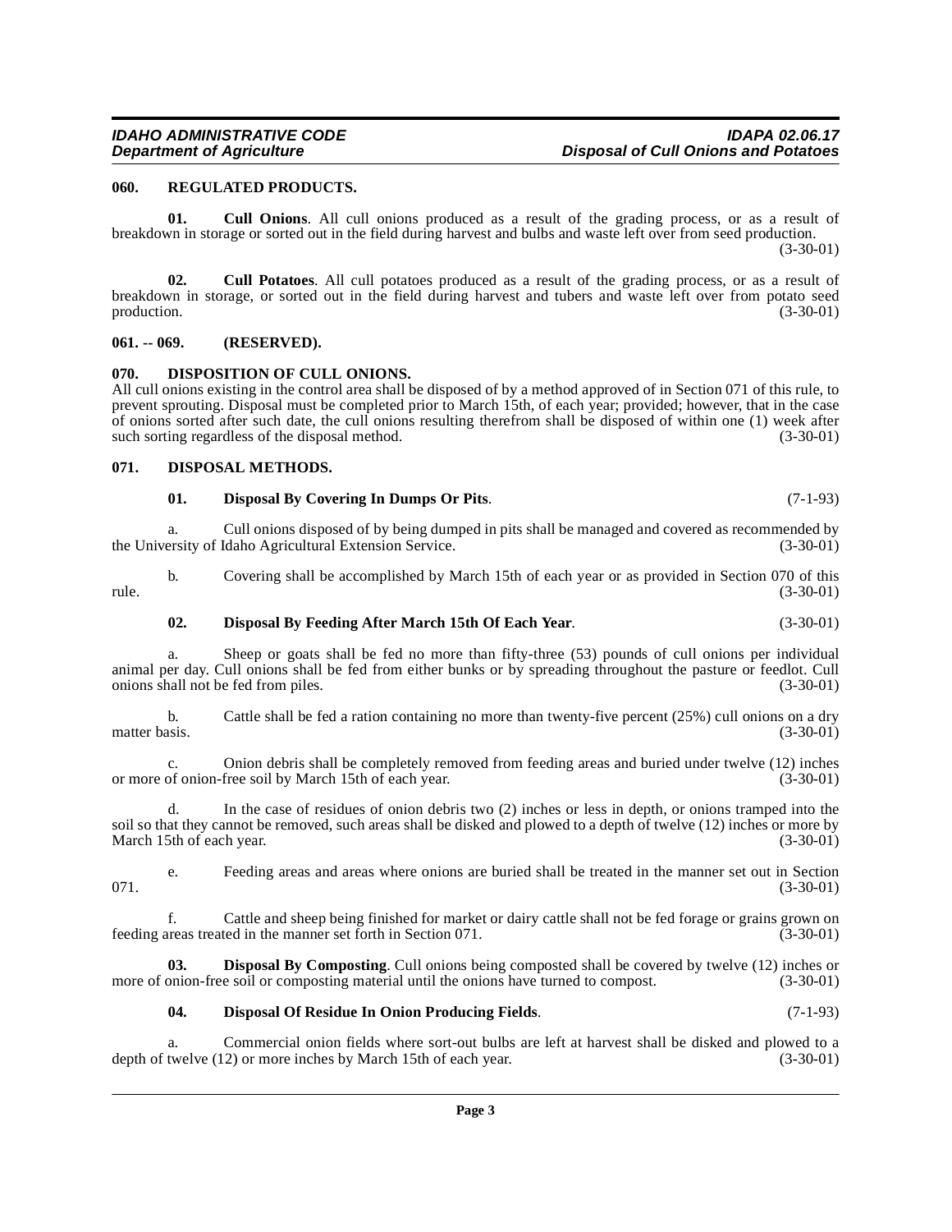### 060. REGULATED PRODUCTS.

**01. Cull Onions**. All cull onions produced as a result of the grading process, or as a result of breakdown in storage or sorted out in the field during harvest and bulbs and waste left over from seed production. (3-30-01)

**02. Cull Potatoes**. All cull potatoes produced as a result of the grading process, or as a result of breakdown in storage, or sorted out in the field during harvest and tubers and waste left over from potato seed production. (3-30-01)

### 061. -- 069. (RESERVED).

### 070. DISPOSITION OF CULL ONIONS.

All cull onions existing in the control area shall be disposed of by a method approved of in Section 071 of this rule, to prevent sprouting. Disposal must be completed prior to March 15th, of each year; provided; however, that in the case of onions sorted after such date, the cull onions resulting therefrom shall be disposed of within one (1) week after such sorting regardless of the disposal method. (3-30-01)

### 071. DISPOSAL METHODS.

**01. Disposal By Covering In Dumps Or Pits**. (7-1-93)

a. Cull onions disposed of by being dumped in pits shall be managed and covered as recommended by the University of Idaho Agricultural Extension Service. (3-30-01)

b. Covering shall be accomplished by March 15th of each year or as provided in Section 070 of this rule. (3-30-01)

**02. Disposal By Feeding After March 15th Of Each Year**. (3-30-01)

a. Sheep or goats shall be fed no more than fifty-three (53) pounds of cull onions per individual animal per day. Cull onions shall be fed from either bunks or by spreading throughout the pasture or feedlot. Cull onions shall not be fed from piles. (3-30-01)

b. Cattle shall be fed a ration containing no more than twenty-five percent (25%) cull onions on a dry matter basis. (3-30-01)

c. Onion debris shall be completely removed from feeding areas and buried under twelve (12) inches or more of onion-free soil by March 15th of each year. (3-30-01)

d. In the case of residues of onion debris two (2) inches or less in depth, or onions tramped into the soil so that they cannot be removed, such areas shall be disked and plowed to a depth of twelve (12) inches or more by March 15th of each year. (3-30-01)

e. Feeding areas and areas where onions are buried shall be treated in the manner set out in Section 071. (3-30-01)

f. Cattle and sheep being finished for market or dairy cattle shall not be fed forage or grains grown on feeding areas treated in the manner set forth in Section 071. (3-30-01)

**03. Disposal By Composting**. Cull onions being composted shall be covered by twelve (12) inches or more of onion-free soil or composting material until the onions have turned to compost. (3-30-01)

**04. Disposal Of Residue In Onion Producing Fields**. (7-1-93)

a. Commercial onion fields where sort-out bulbs are left at harvest shall be disked and plowed to a depth of twelve (12) or more inches by March 15th of each year. (3-30-01)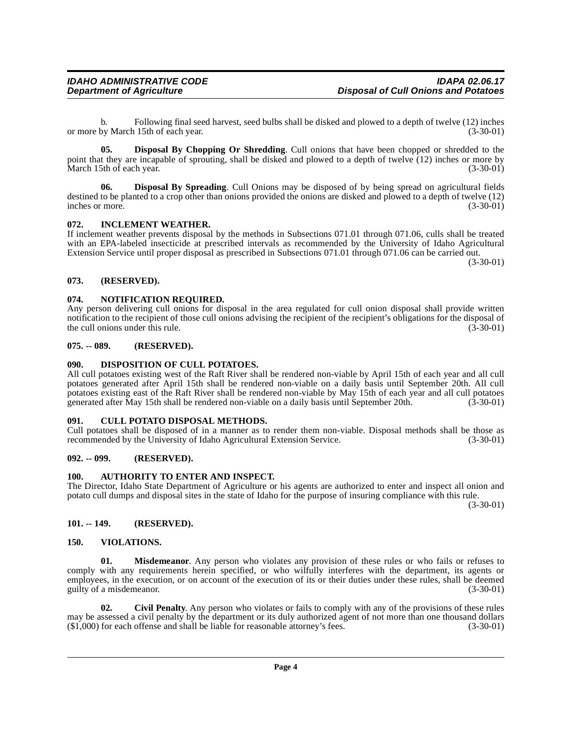b. Following final seed harvest, seed bulbs shall be disked and plowed to a depth of twelve (12) inches or more by March 15th of each year. (3-30-01)

**05. Disposal By Chopping Or Shredding**. Cull onions that have been chopped or shredded to the point that they are incapable of sprouting, shall be disked and plowed to a depth of twelve (12) inches or more by March 15th of each year. (3-30-01)

**06. Disposal By Spreading**. Cull Onions may be disposed of by being spread on agricultural fields destined to be planted to a crop other than onions provided the onions are disked and plowed to a depth of twelve (12) inches or more. (3-30-01)

### 072. INCLEMENT WEATHER.

If inclement weather prevents disposal by the methods in Subsections 071.01 through 071.06, culls shall be treated with an EPA-labeled insecticide at prescribed intervals as recommended by the University of Idaho Agricultural Extension Service until proper disposal as prescribed in Subsections 071.01 through 071.06 can be carried out. (3-30-01)

### 073. (RESERVED).

### 074. NOTIFICATION REQUIRED.

Any person delivering cull onions for disposal in the area regulated for cull onion disposal shall provide written notification to the recipient of those cull onions advising the recipient of the recipient's obligations for the disposal of the cull onions under this rule. (3-30-01)

### 075. -- 089. (RESERVED).

### 090. DISPOSITION OF CULL POTATOES.

All cull potatoes existing west of the Raft River shall be rendered non-viable by April 15th of each year and all cull potatoes generated after April 15th shall be rendered non-viable on a daily basis until September 20th. All cull potatoes existing east of the Raft River shall be rendered non-viable by May 15th of each year and all cull potatoes generated after May 15th shall be rendered non-viable on a daily basis until September 20th. (3-30-01)

### 091. CULL POTATO DISPOSAL METHODS.

Cull potatoes shall be disposed of in a manner as to render them non-viable. Disposal methods shall be those as recommended by the University of Idaho Agricultural Extension Service. (3-30-01)

### 092. -- 099. (RESERVED).

### 100. AUTHORITY TO ENTER AND INSPECT.

The Director, Idaho State Department of Agriculture or his agents are authorized to enter and inspect all onion and potato cull dumps and disposal sites in the state of Idaho for the purpose of insuring compliance with this rule. (3-30-01)

### 101. -- 149. (RESERVED).

### 150. VIOLATIONS.

**01. Misdemeanor**. Any person who violates any provision of these rules or who fails or refuses to comply with any requirements herein specified, or who wilfully interferes with the department, its agents or employees, in the execution, or on account of the execution of its or their duties under these rules, shall be deemed guilty of a misdemeanor. (3-30-01)

**02. Civil Penalty**. Any person who violates or fails to comply with any of the provisions of these rules may be assessed a civil penalty by the department or its duly authorized agent of not more than one thousand dollars ($1,000) for each offense and shall be liable for reasonable attorney's fees. (3-30-01)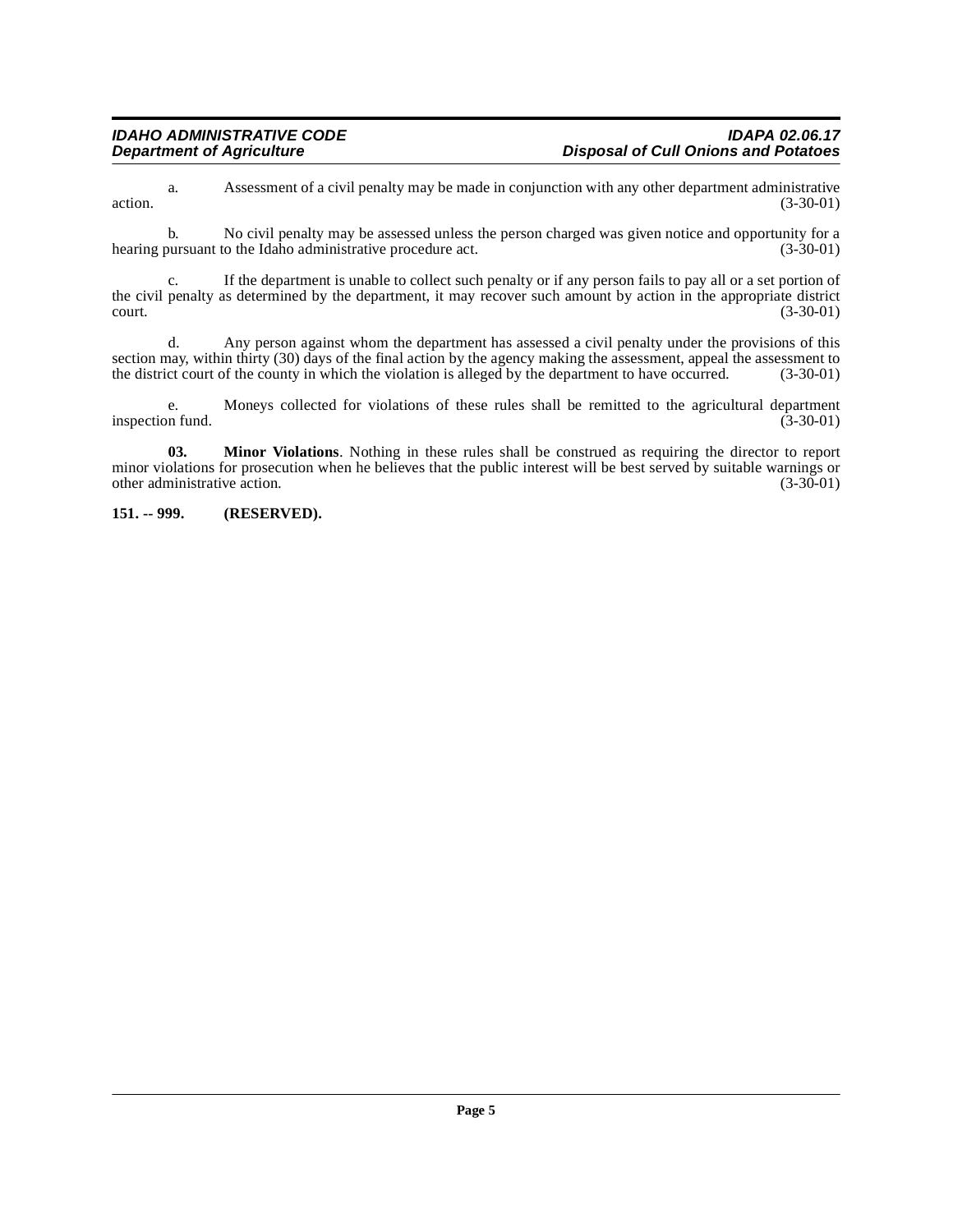a. Assessment of a civil penalty may be made in conjunction with any other department administrative action. (3-30-01)

b. No civil penalty may be assessed unless the person charged was given notice and opportunity for a hearing pursuant to the Idaho administrative procedure act. (3-30-01)

c. If the department is unable to collect such penalty or if any person fails to pay all or a set portion of the civil penalty as determined by the department, it may recover such amount by action in the appropriate district court. (3-30-01)

d. Any person against whom the department has assessed a civil penalty under the provisions of this section may, within thirty (30) days of the final action by the agency making the assessment, appeal the assessment to the district court of the county in which the violation is alleged by the department to have occurred. (3-30-01)

e. Moneys collected for violations of these rules shall be remitted to the agricultural department inspection fund. (3-30-01)

**03. Minor Violations**. Nothing in these rules shall be construed as requiring the director to report minor violations for prosecution when he believes that the public interest will be best served by suitable warnings or other administrative action. (3-30-01)

**151. -- 999. (RESERVED).**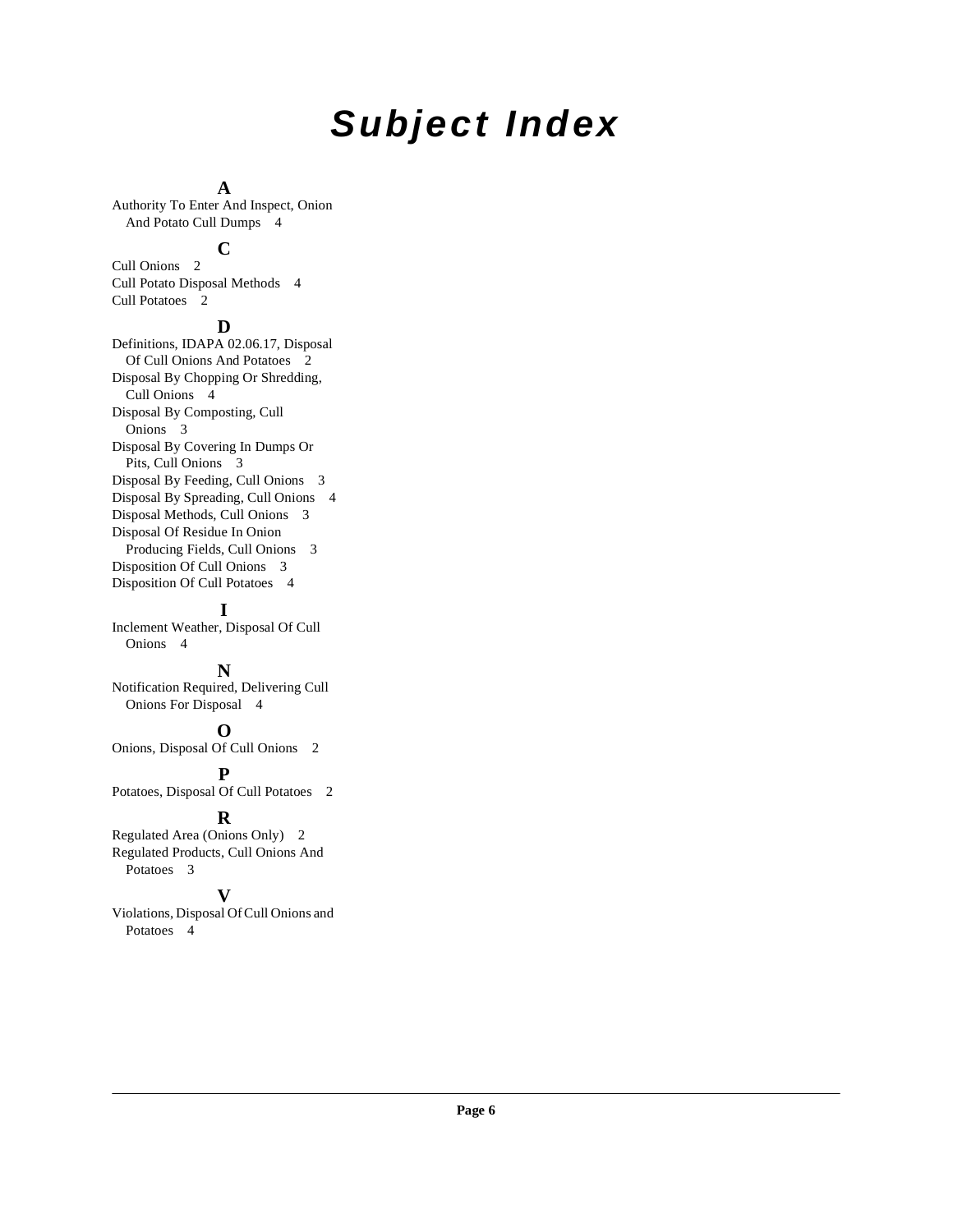# *Subject Index*

**A**

Authority To Enter And Inspect, Onion And Potato Cull Dumps 4

**C**

Cull Onions 2
Cull Potato Disposal Methods 4
Cull Potatoes 2

**D**

Definitions, IDAPA 02.06.17, Disposal Of Cull Onions And Potatoes 2
Disposal By Chopping Or Shredding, Cull Onions 4
Disposal By Composting, Cull Onions 3
Disposal By Covering In Dumps Or Pits, Cull Onions 3
Disposal By Feeding, Cull Onions 3
Disposal By Spreading, Cull Onions 4
Disposal Methods, Cull Onions 3
Disposal Of Residue In Onion Producing Fields, Cull Onions 3
Disposition Of Cull Onions 3
Disposition Of Cull Potatoes 4

**I**

Inclement Weather, Disposal Of Cull Onions 4

**N**

Notification Required, Delivering Cull Onions For Disposal 4

**O**

Onions, Disposal Of Cull Onions 2

**P**

Potatoes, Disposal Of Cull Potatoes 2

**R**

Regulated Area (Onions Only) 2
Regulated Products, Cull Onions And Potatoes 3

**V**

Violations, Disposal Of Cull Onions and Potatoes 4